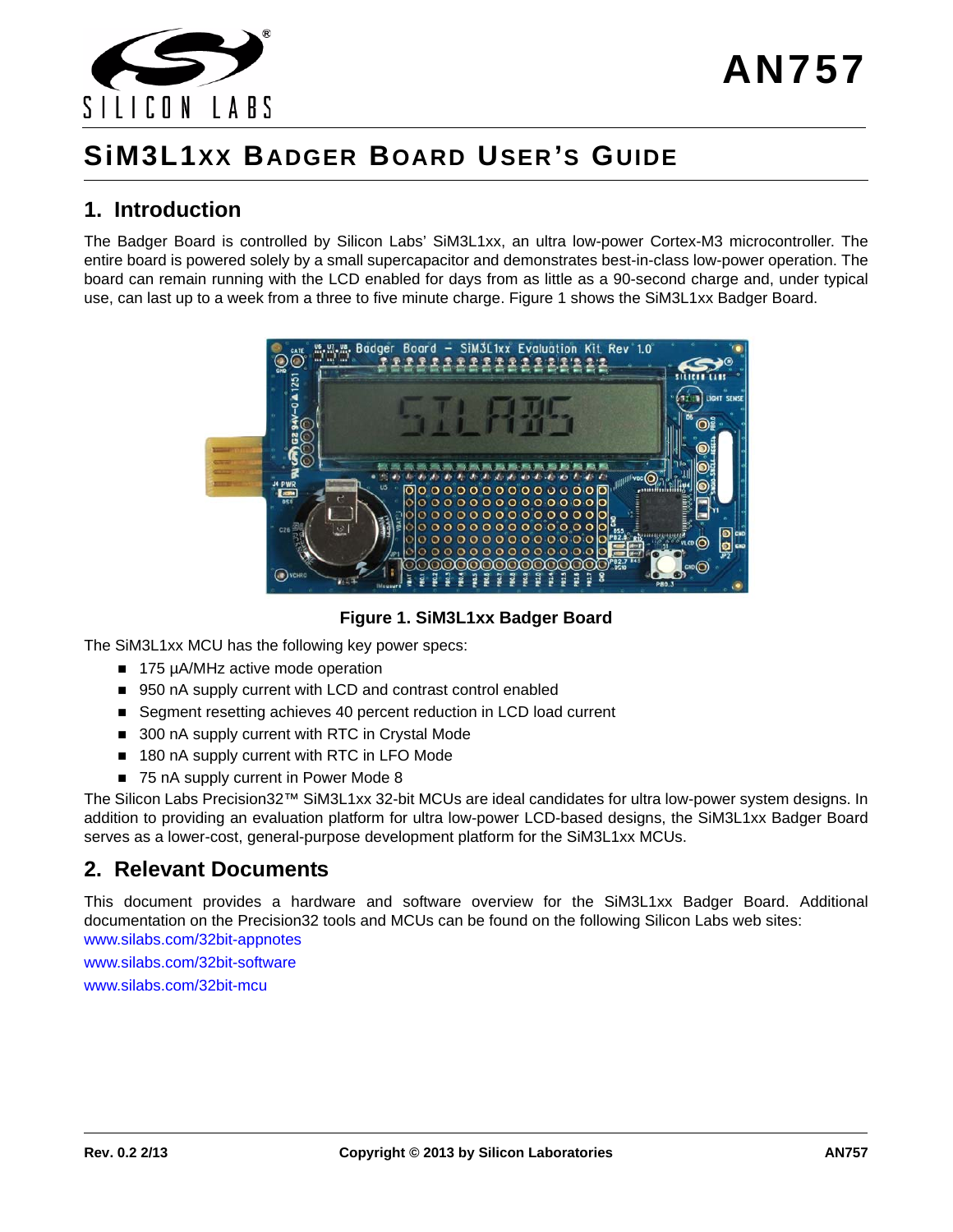# AN757

## SiM3L1xx Badger Board User's Guide

## 1. Introduction

The Badger Board is controlled by Silicon Labs' SiM3L1xx, an ultra low-power Cortex-M3 microcontroller. The entire board is powered solely by a small supercapacitor and demonstrates best-in-class low-power operation. The board can remain running with the LCD enabled for days from as little as a 90-second charge and, under typical use, can last up to a week from a three to five minute charge. Figure 1 shows the SiM3L1xx Badger Board.

**Figure 1. SiM3L1xx Badger Board**

The SiM3L1xx MCU has the following key power specs:

- 175 µA/MHz active mode operation
- 950 nA supply current with LCD and contrast control enabled
- Segment resetting achieves 40 percent reduction in LCD load current
- 300 nA supply current with RTC in Crystal Mode
- 180 nA supply current with RTC in LFO Mode
- 75 nA supply current in Power Mode 8

The Silicon Labs Precision32™ SiM3L1xx 32-bit MCUs are ideal candidates for ultra low-power system designs. In addition to providing an evaluation platform for ultra low-power LCD-based designs, the SiM3L1xx Badger Board serves as a lower-cost, general-purpose development platform for the SiM3L1xx MCUs.

## 2. Relevant Documents

This document provides a hardware and software overview for the SiM3L1xx Badger Board. Additional documentation on the Precision32 tools and MCUs can be found on the following Silicon Labs web sites:

www.silabs.com/32bit-appnotes

www.silabs.com/32bit-software

www.silabs.com/32bit-mcu

Rev. 0.2 2/13 Copyright © 2013 by Silicon Laboratories AN757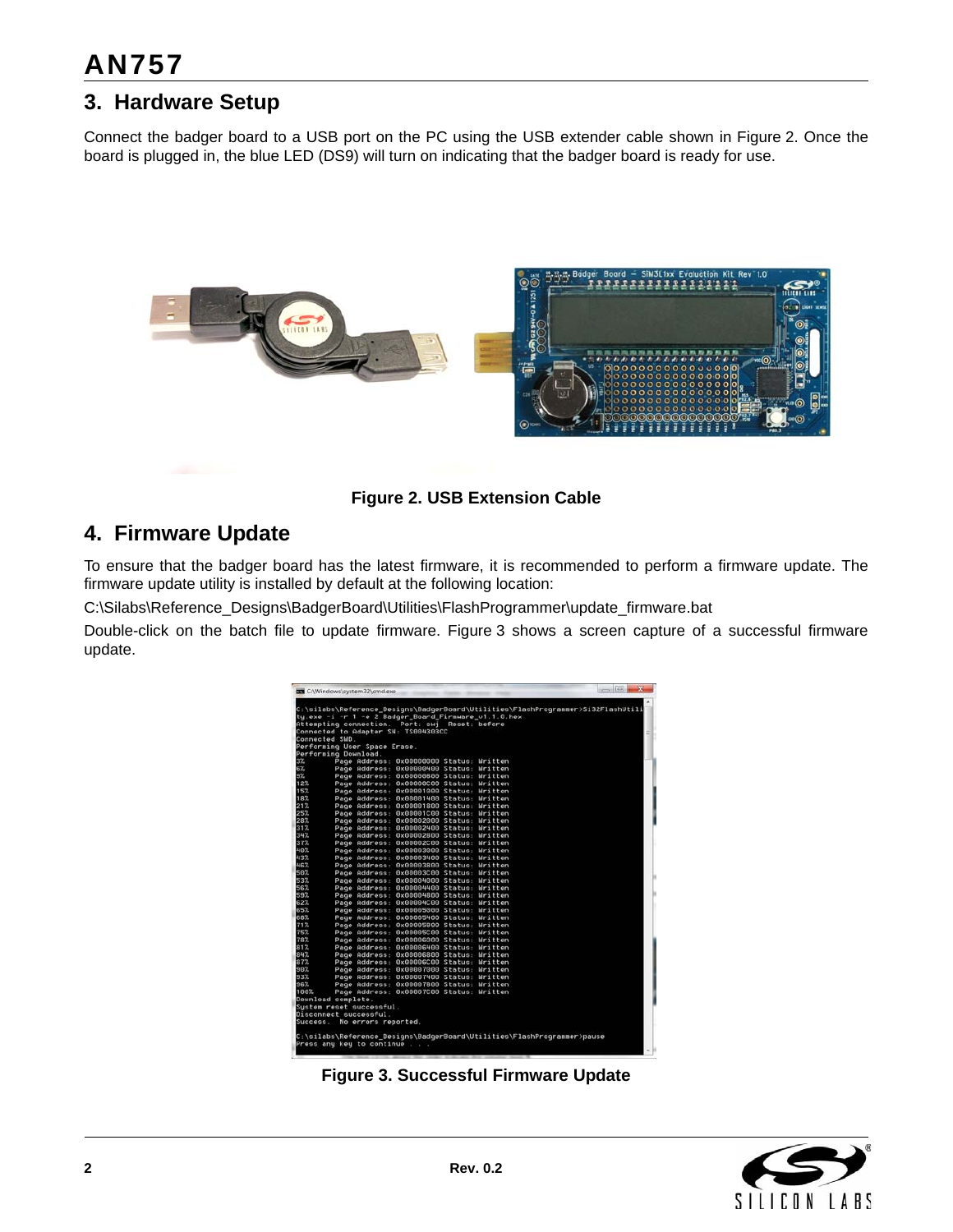## 3. Hardware Setup

Connect the badger board to a USB port on the PC using the USB extender cable shown in Figure 2. Once the board is plugged in, the blue LED (DS9) will turn on indicating that the badger board is ready for use.

**Figure 2. USB Extension Cable**

## 4. Firmware Update

To ensure that the badger board has the latest firmware, it is recommended to perform a firmware update. The firmware update utility is installed by default at the following location:

C:\Silabs\Reference_Designs\BadgerBoard\Utilities\FlashProgrammer\update_firmware.bat

Double-click on the batch file to update firmware. Figure 3 shows a screen capture of a successful firmware update.

**Figure 3. Successful Firmware Update**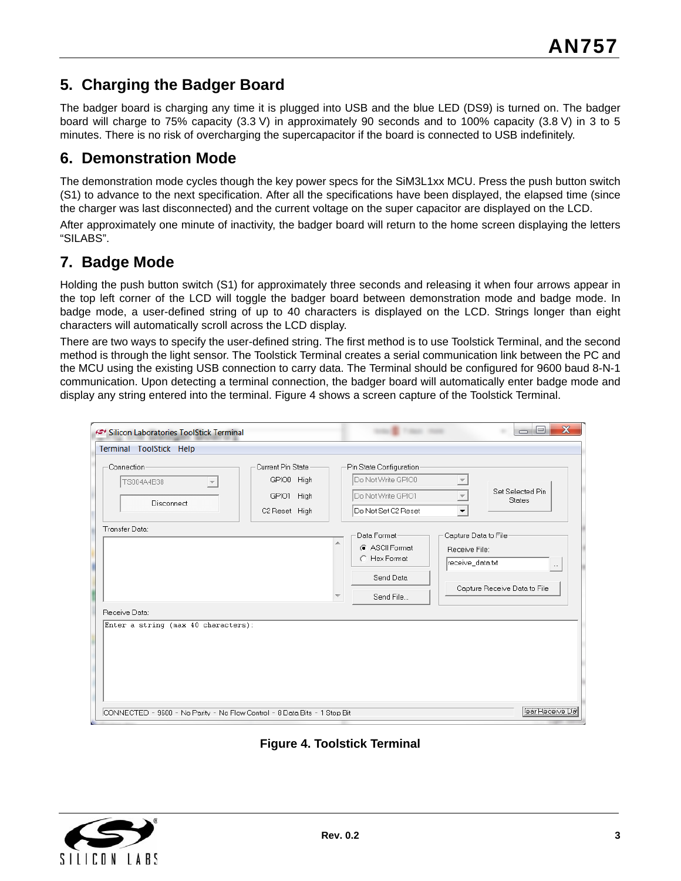## 5. Charging the Badger Board

The badger board is charging any time it is plugged into USB and the blue LED (DS9) is turned on. The badger board will charge to 75% capacity (3.3 V) in approximately 90 seconds and to 100% capacity (3.8 V) in 3 to 5 minutes. There is no risk of overcharging the supercapacitor if the board is connected to USB indefinitely.

## 6. Demonstration Mode

The demonstration mode cycles though the key power specs for the SiM3L1xx MCU. Press the push button switch (S1) to advance to the next specification. After all the specifications have been displayed, the elapsed time (since the charger was last disconnected) and the current voltage on the super capacitor are displayed on the LCD.

After approximately one minute of inactivity, the badger board will return to the home screen displaying the letters "SILABS".

## 7. Badge Mode

Holding the push button switch (S1) for approximately three seconds and releasing it when four arrows appear in the top left corner of the LCD will toggle the badger board between demonstration mode and badge mode. In badge mode, a user-defined string of up to 40 characters is displayed on the LCD. Strings longer than eight characters will automatically scroll across the LCD display.

There are two ways to specify the user-defined string. The first method is to use Toolstick Terminal, and the second method is through the light sensor. The Toolstick Terminal creates a serial communication link between the PC and the MCU using the existing USB connection to carry data. The Terminal should be configured for 9600 baud 8-N-1 communication. Upon detecting a terminal connection, the badger board will automatically enter badge mode and display any string entered into the terminal. Figure 4 shows a screen capture of the Toolstick Terminal.

**Figure 4. Toolstick Terminal**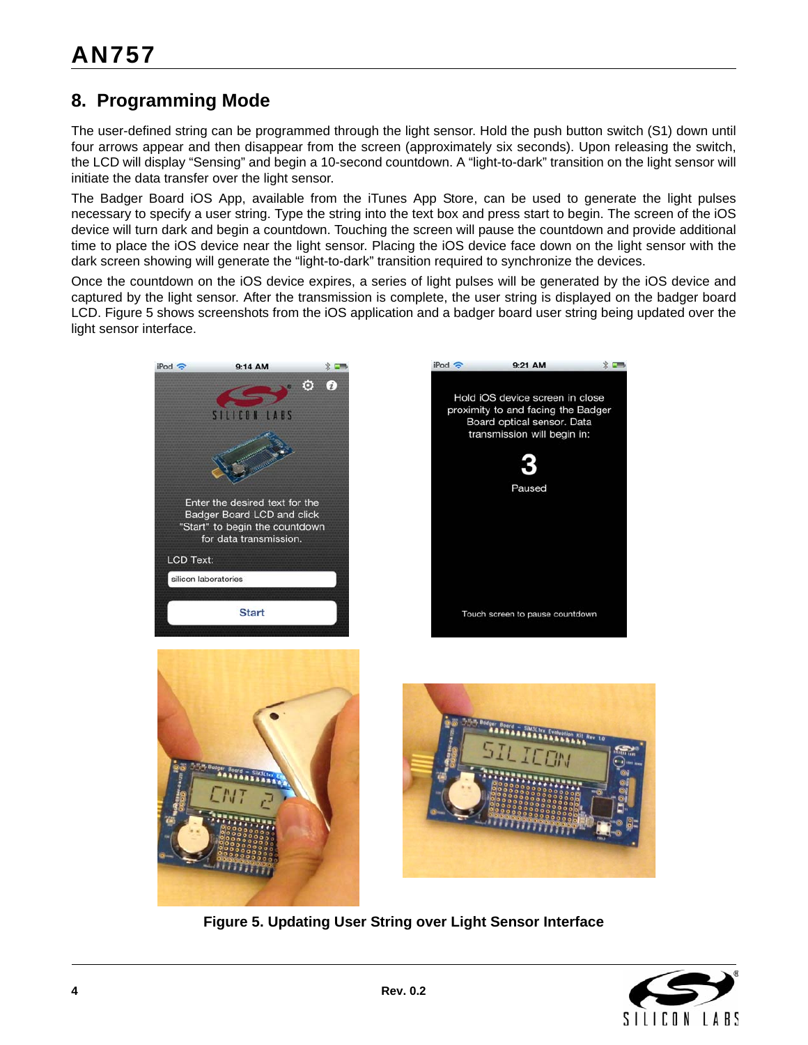## 8. Programming Mode

The user-defined string can be programmed through the light sensor. Hold the push button switch (S1) down until four arrows appear and then disappear from the screen (approximately six seconds). Upon releasing the switch, the LCD will display "Sensing" and begin a 10-second countdown. A "light-to-dark" transition on the light sensor will initiate the data transfer over the light sensor.

The Badger Board iOS App, available from the iTunes App Store, can be used to generate the light pulses necessary to specify a user string. Type the string into the text box and press start to begin. The screen of the iOS device will turn dark and begin a countdown. Touching the screen will pause the countdown and provide additional time to place the iOS device near the light sensor. Placing the iOS device face down on the light sensor with the dark screen showing will generate the "light-to-dark" transition required to synchronize the devices.

Once the countdown on the iOS device expires, a series of light pulses will be generated by the iOS device and captured by the light sensor. After the transmission is complete, the user string is displayed on the badger board LCD. Figure 5 shows screenshots from the iOS application and a badger board user string being updated over the light sensor interface.

**Figure 5. Updating User String over Light Sensor Interface**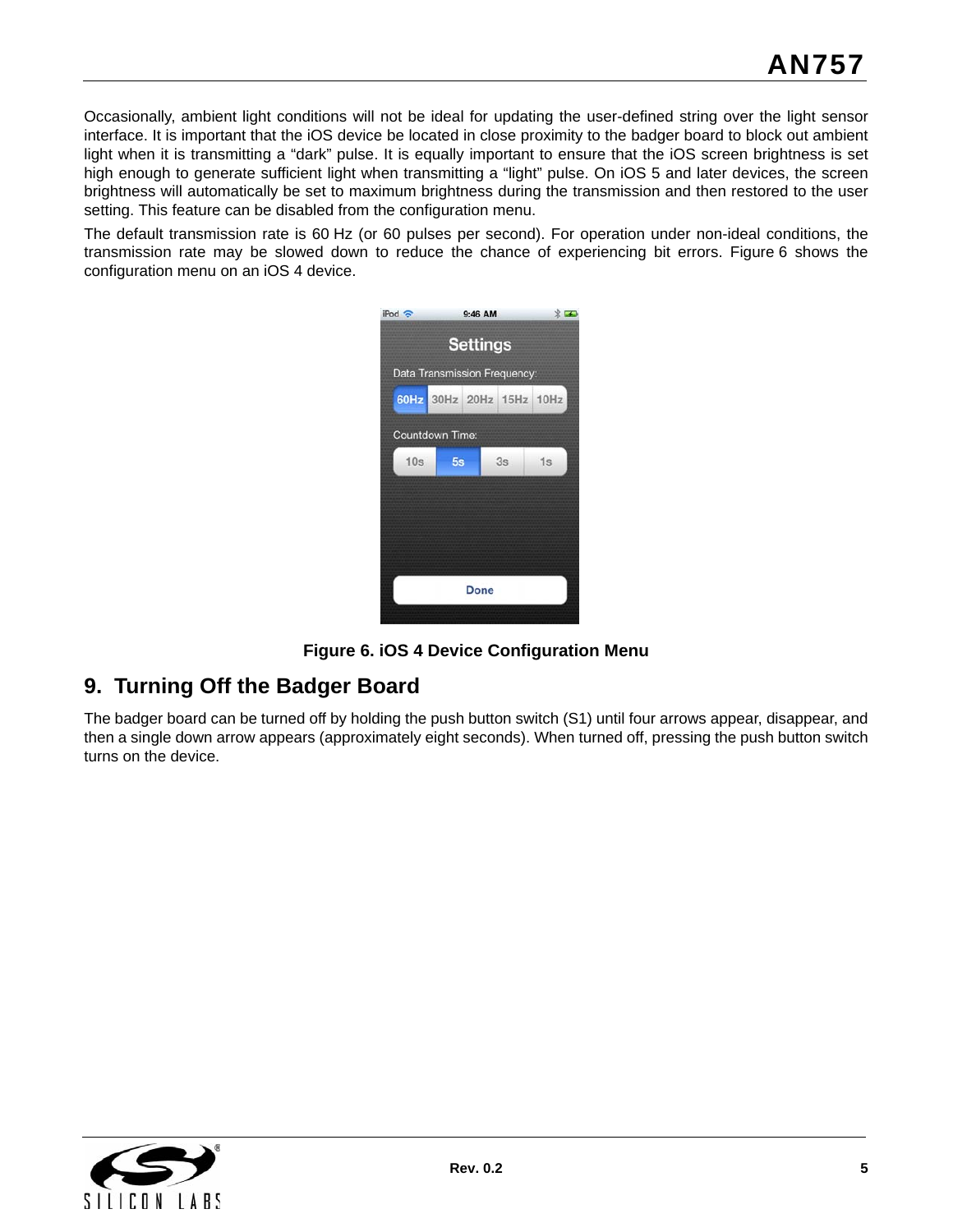Occasionally, ambient light conditions will not be ideal for updating the user-defined string over the light sensor interface. It is important that the iOS device be located in close proximity to the badger board to block out ambient light when it is transmitting a “dark” pulse. It is equally important to ensure that the iOS screen brightness is set high enough to generate sufficient light when transmitting a “light” pulse. On iOS 5 and later devices, the screen brightness will automatically be set to maximum brightness during the transmission and then restored to the user setting. This feature can be disabled from the configuration menu.

The default transmission rate is 60 Hz (or 60 pulses per second). For operation under non-ideal conditions, the transmission rate may be slowed down to reduce the chance of experiencing bit errors. Figure 6 shows the configuration menu on an iOS 4 device.

**Figure 6. iOS 4 Device Configuration Menu**

## 9. Turning Off the Badger Board

The badger board can be turned off by holding the push button switch (S1) until four arrows appear, disappear, and then a single down arrow appears (approximately eight seconds). When turned off, pressing the push button switch turns on the device.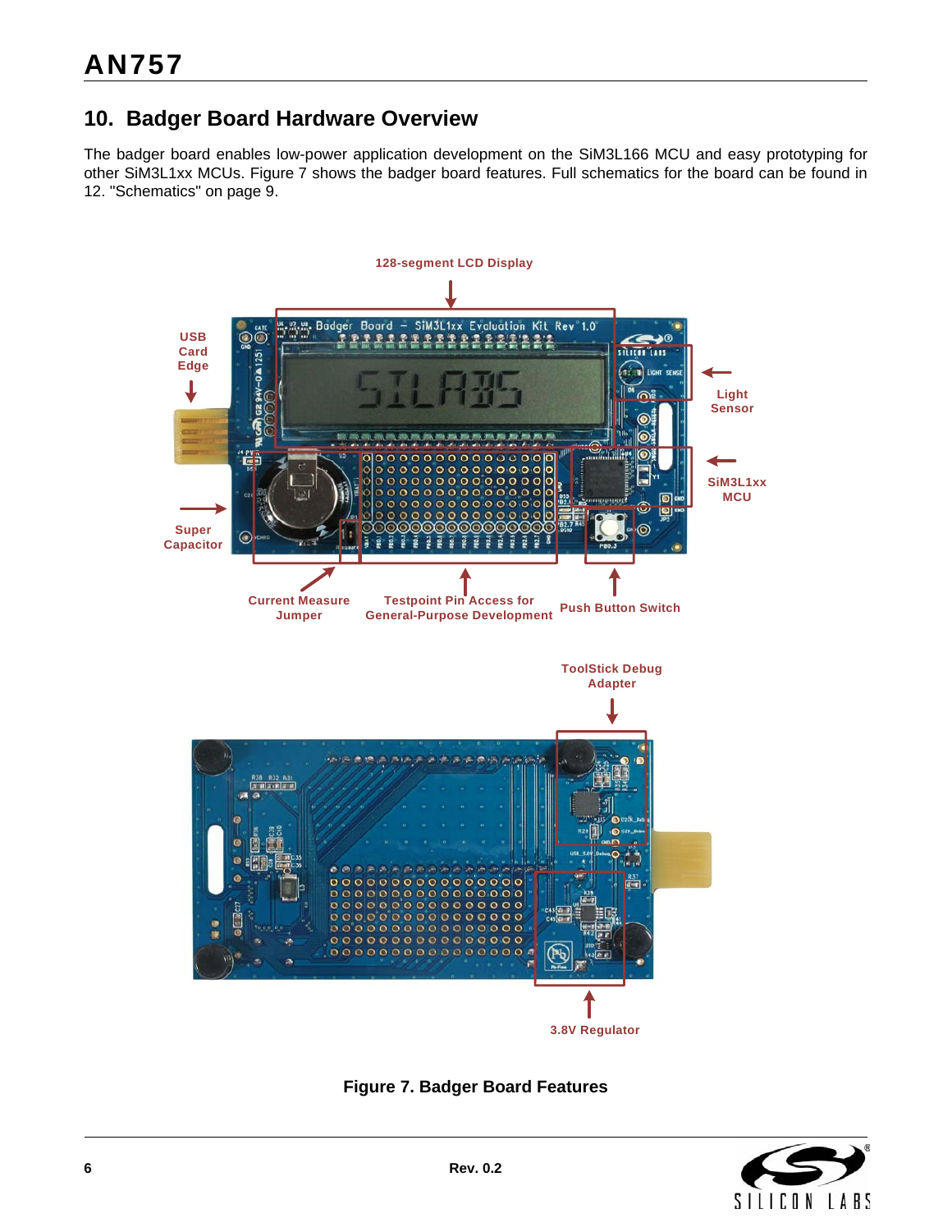## 10. Badger Board Hardware Overview

The badger board enables low-power application development on the SiM3L166 MCU and easy prototyping for other SiM3L1xx MCUs. Figure 7 shows the badger board features. Full schematics for the board can be found in 12. "Schematics" on page 9.

Figure 7. Badger Board Features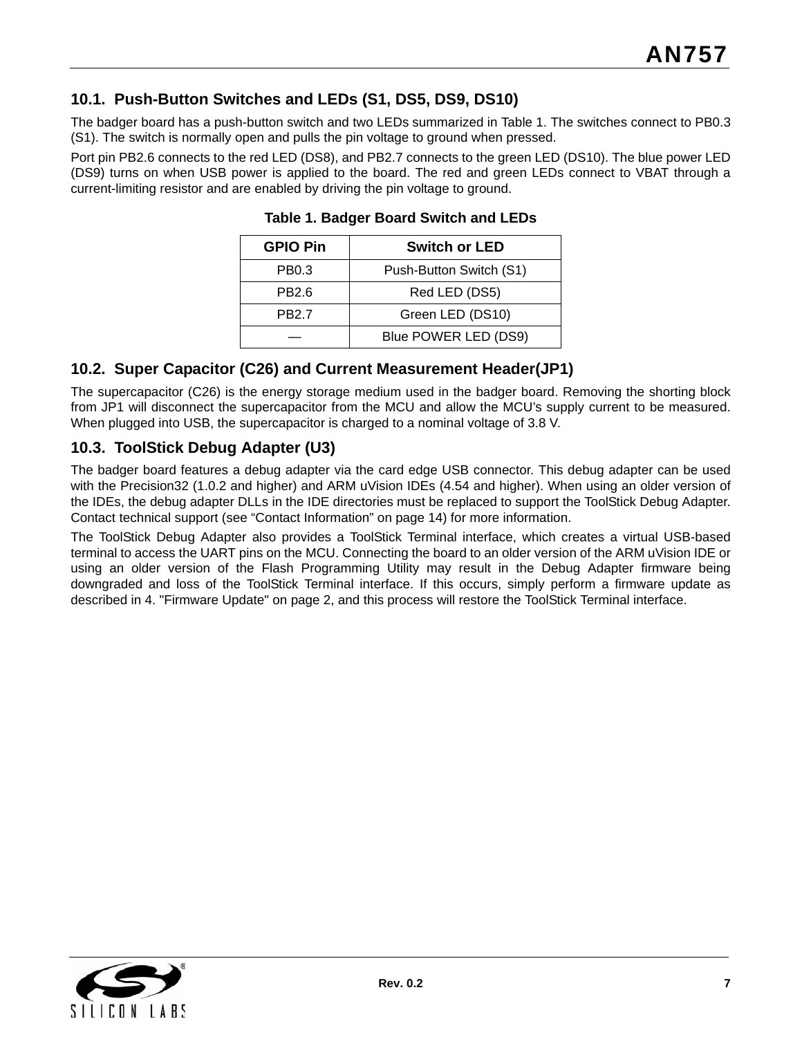## 10.1. Push-Button Switches and LEDs (S1, DS5, DS9, DS10)

The badger board has a push-button switch and two LEDs summarized in Table 1. The switches connect to PB0.3 (S1). The switch is normally open and pulls the pin voltage to ground when pressed.

Port pin PB2.6 connects to the red LED (DS8), and PB2.7 connects to the green LED (DS10). The blue power LED (DS9) turns on when USB power is applied to the board. The red and green LEDs connect to VBAT through a current-limiting resistor and are enabled by driving the pin voltage to ground.

**Table 1. Badger Board Switch and LEDs**

| GPIO Pin | Switch or LED |
|---|---|
| PB0.3 | Push-Button Switch (S1) |
| PB2.6 | Red LED (DS5) |
| PB2.7 | Green LED (DS10) |
| — | Blue POWER LED (DS9) |

## 10.2. Super Capacitor (C26) and Current Measurement Header(JP1)

The supercapacitor (C26) is the energy storage medium used in the badger board. Removing the shorting block from JP1 will disconnect the supercapacitor from the MCU and allow the MCU's supply current to be measured. When plugged into USB, the supercapacitor is charged to a nominal voltage of 3.8 V.

## 10.3. ToolStick Debug Adapter (U3)

The badger board features a debug adapter via the card edge USB connector. This debug adapter can be used with the Precision32 (1.0.2 and higher) and ARM uVision IDEs (4.54 and higher). When using an older version of the IDEs, the debug adapter DLLs in the IDE directories must be replaced to support the ToolStick Debug Adapter. Contact technical support (see "Contact Information" on page 14) for more information.

The ToolStick Debug Adapter also provides a ToolStick Terminal interface, which creates a virtual USB-based terminal to access the UART pins on the MCU. Connecting the board to an older version of the ARM uVision IDE or using an older version of the Flash Programming Utility may result in the Debug Adapter firmware being downgraded and loss of the ToolStick Terminal interface. If this occurs, simply perform a firmware update as described in 4. "Firmware Update" on page 2, and this process will restore the ToolStick Terminal interface.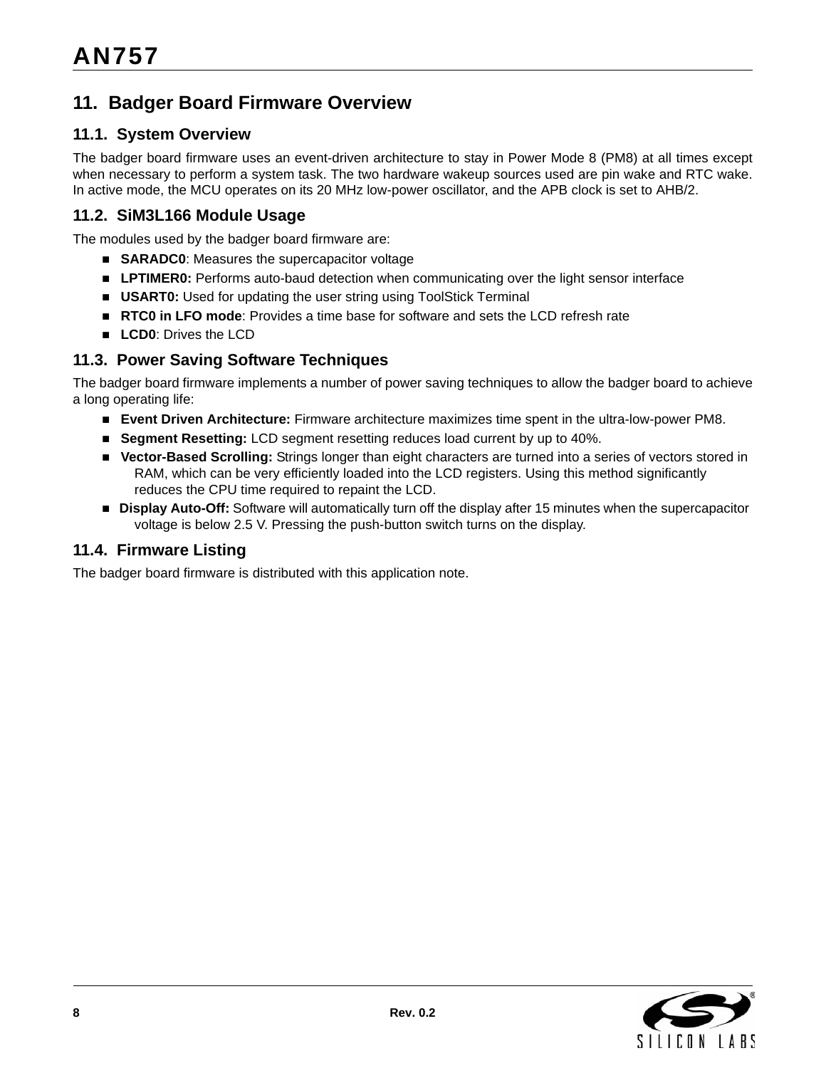## 11. Badger Board Firmware Overview

### 11.1. System Overview

The badger board firmware uses an event-driven architecture to stay in Power Mode 8 (PM8) at all times except when necessary to perform a system task. The two hardware wakeup sources used are pin wake and RTC wake. In active mode, the MCU operates on its 20 MHz low-power oscillator, and the APB clock is set to AHB/2.

### 11.2. SiM3L166 Module Usage

The modules used by the badger board firmware are:

- **SARADC0**: Measures the supercapacitor voltage
- **LPTIMER0:** Performs auto-baud detection when communicating over the light sensor interface
- **USART0:** Used for updating the user string using ToolStick Terminal
- **RTC0 in LFO mode**: Provides a time base for software and sets the LCD refresh rate
- **LCD0**: Drives the LCD

### 11.3. Power Saving Software Techniques

The badger board firmware implements a number of power saving techniques to allow the badger board to achieve a long operating life:

- **Event Driven Architecture:** Firmware architecture maximizes time spent in the ultra-low-power PM8.
- **Segment Resetting:** LCD segment resetting reduces load current by up to 40%.
- **Vector-Based Scrolling:** Strings longer than eight characters are turned into a series of vectors stored in RAM, which can be very efficiently loaded into the LCD registers. Using this method significantly reduces the CPU time required to repaint the LCD.
- **Display Auto-Off:** Software will automatically turn off the display after 15 minutes when the supercapacitor voltage is below 2.5 V. Pressing the push-button switch turns on the display.

### 11.4. Firmware Listing

The badger board firmware is distributed with this application note.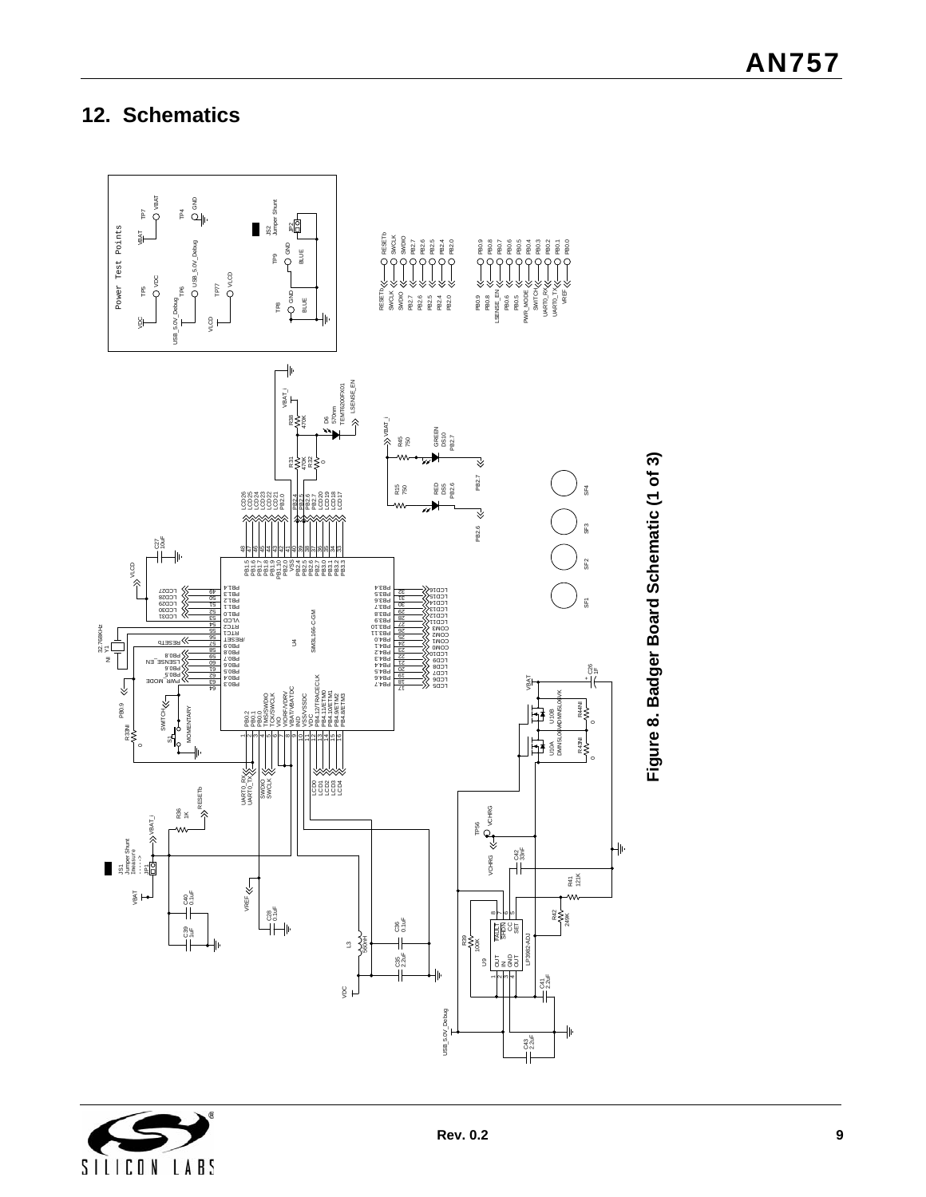## 12. Schematics

**Figure 8. Badger Board Schematic (1 of 3)**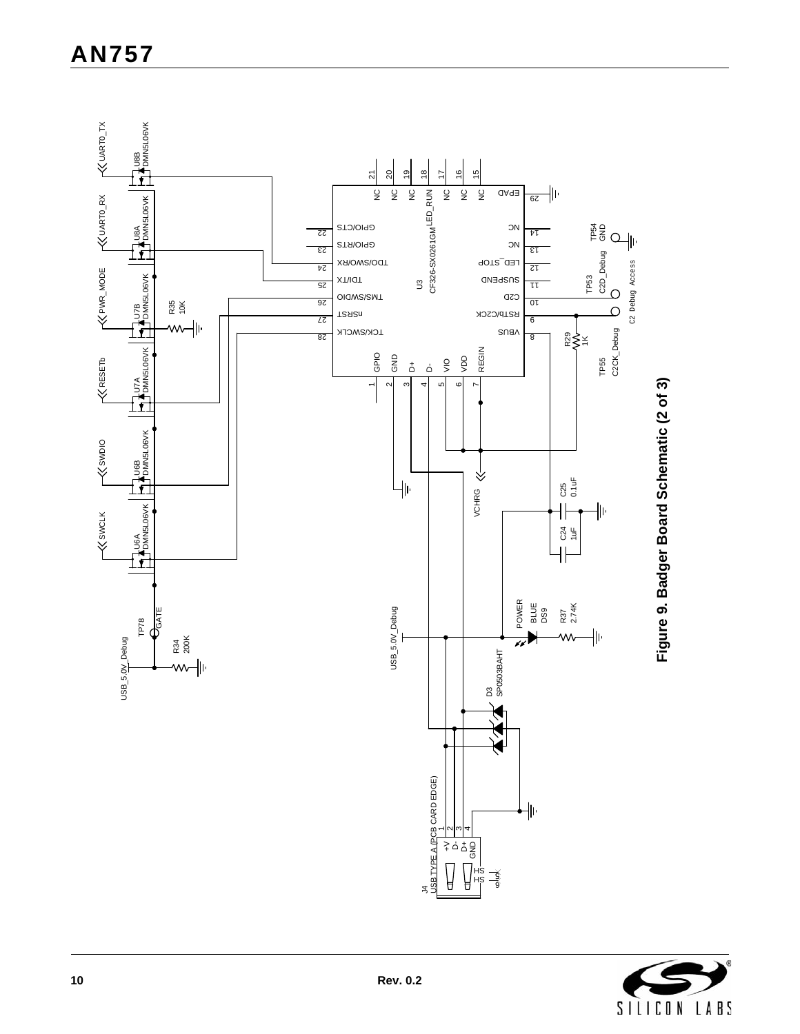**Figure 9. Badger Board Schematic (2 of 3)**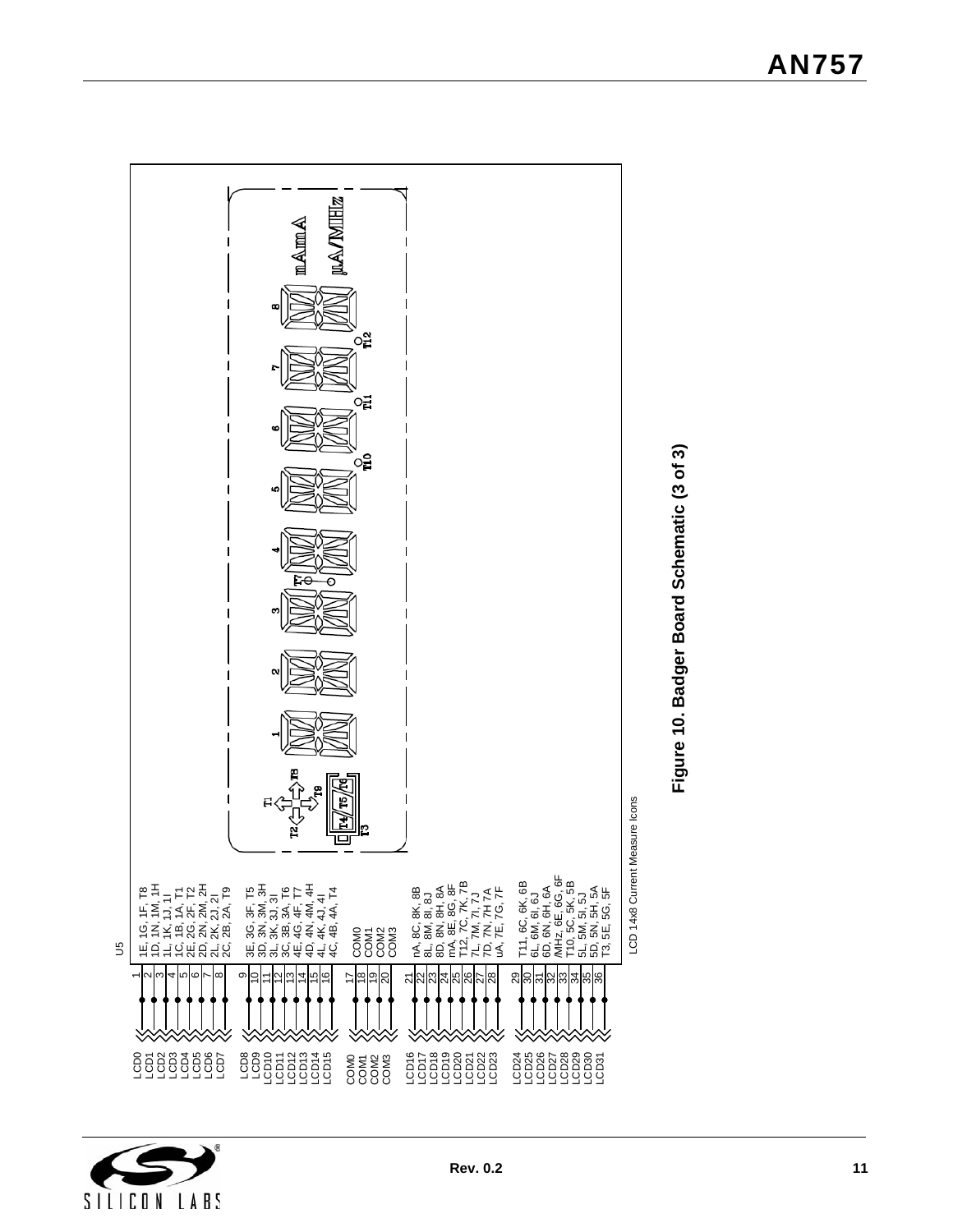U5

| Net | Pin | Segments |
|---|---|---|
| LCD0 | 1 | 1E, 1G, 1F, T8 |
| LCD1 | 2 | 1D, 1N, 1M, 1H |
| LCD2 | 3 | 1L, 1K, 1J, 1I |
| LCD3 | 4 | 1C, 1B, 1A, T1 |
| LCD4 | 5 | 2E, 2G, 2F, T2 |
| LCD5 | 6 | 2D, 2N, 2M, 2H |
| LCD6 | 7 | 2L, 2K, 2J, 2I |
| LCD7 | 8 | 2C, 2B, 2A, T9 |
| LCD8 | 9 | 3E, 3G, 3F, T5 |
| LCD9 | 10 | 3D, 3N, 3M, 3H |
| LCD10 | 11 | 3L, 3K, 3J, 3I |
| LCD11 | 12 | 3C, 3B, 3A, T6 |
| LCD12 | 13 | 4E, 4G, 4F, T7 |
| LCD13 | 14 | 4D, 4N, 4M, 4H |
| LCD14 | 15 | 4L, 4K, 4J, 4I |
| LCD15 | 16 | 4C, 4B, 4A, T4 |
| COM0 | 17 | COM0 |
| COM1 | 18 | COM1 |
| COM2 | 19 | COM2 |
| COM3 | 20 | COM3 |
| LCD16 | 21 | nA, 8C, 8K, 8B |
| LCD17 | 22 | 8L, 8M, 8I, 8J |
| LCD18 | 23 | 8D, 8N, 8H, 8A |
| LCD19 | 24 | mA, 8E, 8G, 8F |
| LCD20 | 25 | T12, 7C, 7K, 7B |
| LCD21 | 26 | 7L, 7M, 7I, 7J |
| LCD22 | 27 | 7D, 7N, 7H 7A |
| LCD23 | 28 | uA, 7E, 7G, 7F |
| LCD24 | 29 | T11, 6C, 6K, 6B |
| LCD25 | 30 | 6L, 6M, 6I, 6J |
| LCD26 | 31 | 6D, 6N, 6H, 6A |
| LCD27 | 32 | /MHz, 6E, 6G, 6F |
| LCD28 | 33 | T10, 5C, 5K, 5B |
| LCD29 | 34 | 5L, 5M, 5I, 5J |
| LCD30 | 35 | 5D, 5N, 5H, 5A |
| LCD31 | 36 | T3, 5E, 5G, 5F |

LCD 14x8 Current Measure Icons

**Figure 10. Badger Board Schematic (3 of 3)**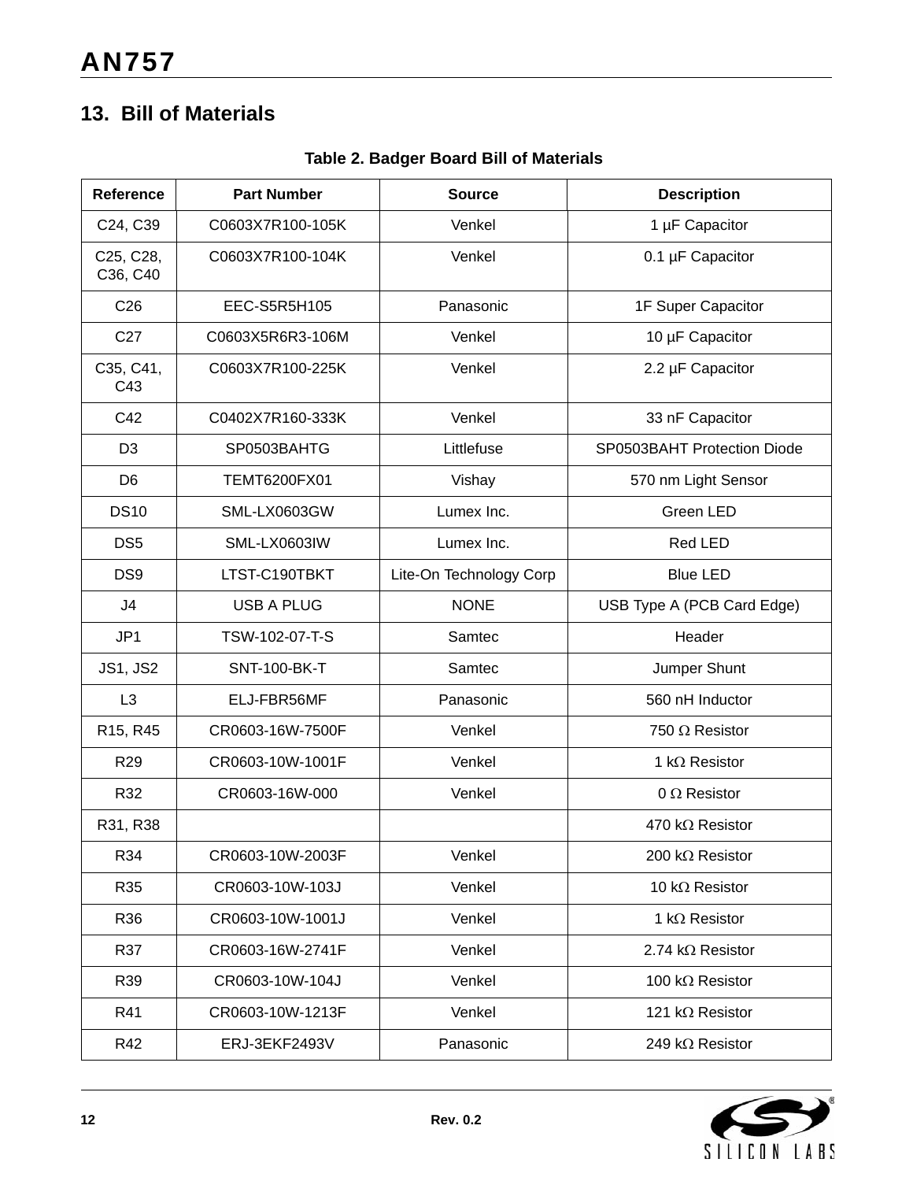## 13. Bill of Materials

**Table 2. Badger Board Bill of Materials**

| Reference | Part Number | Source | Description |
|---|---|---|---|
| C24, C39 | C0603X7R100-105K | Venkel | 1 µF Capacitor |
| C25, C28, C36, C40 | C0603X7R100-104K | Venkel | 0.1 µF Capacitor |
| C26 | EEC-S5R5H105 | Panasonic | 1F Super Capacitor |
| C27 | C0603X5R6R3-106M | Venkel | 10 µF Capacitor |
| C35, C41, C43 | C0603X7R100-225K | Venkel | 2.2 µF Capacitor |
| C42 | C0402X7R160-333K | Venkel | 33 nF Capacitor |
| D3 | SP0503BAHTG | Littlefuse | SP0503BAHT Protection Diode |
| D6 | TEMT6200FX01 | Vishay | 570 nm Light Sensor |
| DS10 | SML-LX0603GW | Lumex Inc. | Green LED |
| DS5 | SML-LX0603IW | Lumex Inc. | Red LED |
| DS9 | LTST-C190TBKT | Lite-On Technology Corp | Blue LED |
| J4 | USB A PLUG | NONE | USB Type A (PCB Card Edge) |
| JP1 | TSW-102-07-T-S | Samtec | Header |
| JS1, JS2 | SNT-100-BK-T | Samtec | Jumper Shunt |
| L3 | ELJ-FBR56MF | Panasonic | 560 nH Inductor |
| R15, R45 | CR0603-16W-7500F | Venkel | 750 Ω Resistor |
| R29 | CR0603-10W-1001F | Venkel | 1 kΩ Resistor |
| R32 | CR0603-16W-000 | Venkel | 0 Ω Resistor |
| R31, R38 | | | 470 kΩ Resistor |
| R34 | CR0603-10W-2003F | Venkel | 200 kΩ Resistor |
| R35 | CR0603-10W-103J | Venkel | 10 kΩ Resistor |
| R36 | CR0603-10W-1001J | Venkel | 1 kΩ Resistor |
| R37 | CR0603-16W-2741F | Venkel | 2.74 kΩ Resistor |
| R39 | CR0603-10W-104J | Venkel | 100 kΩ Resistor |
| R41 | CR0603-10W-1213F | Venkel | 121 kΩ Resistor |
| R42 | ERJ-3EKF2493V | Panasonic | 249 kΩ Resistor |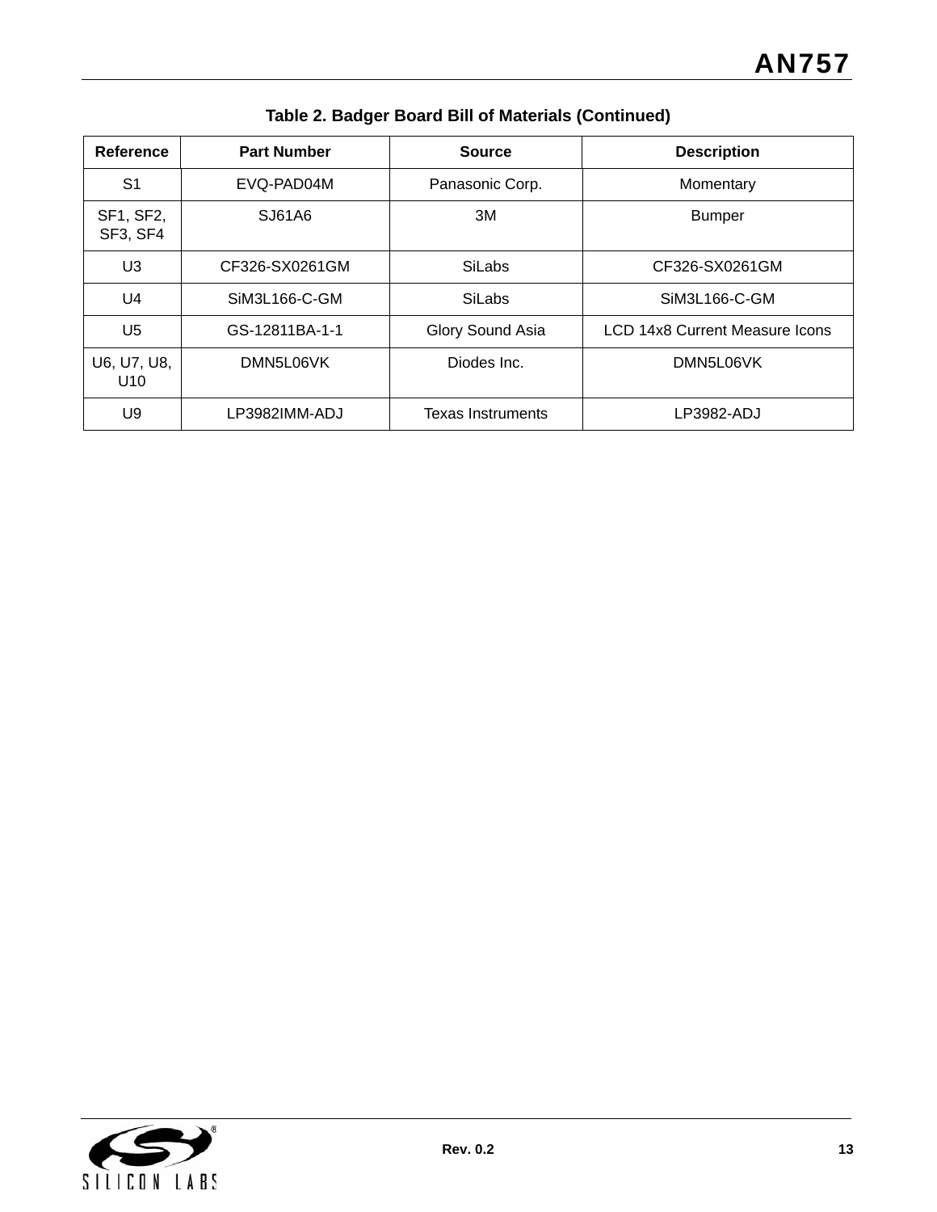**Table 2. Badger Board Bill of Materials (Continued)**

| Reference | Part Number | Source | Description |
|---|---|---|---|
| S1 | EVQ-PAD04M | Panasonic Corp. | Momentary |
| SF1, SF2, SF3, SF4 | SJ61A6 | 3M | Bumper |
| U3 | CF326-SX0261GM | SiLabs | CF326-SX0261GM |
| U4 | SiM3L166-C-GM | SiLabs | SiM3L166-C-GM |
| U5 | GS-12811BA-1-1 | Glory Sound Asia | LCD 14x8 Current Measure Icons |
| U6, U7, U8, U10 | DMN5L06VK | Diodes Inc. | DMN5L06VK |
| U9 | LP3982IMM-ADJ | Texas Instruments | LP3982-ADJ |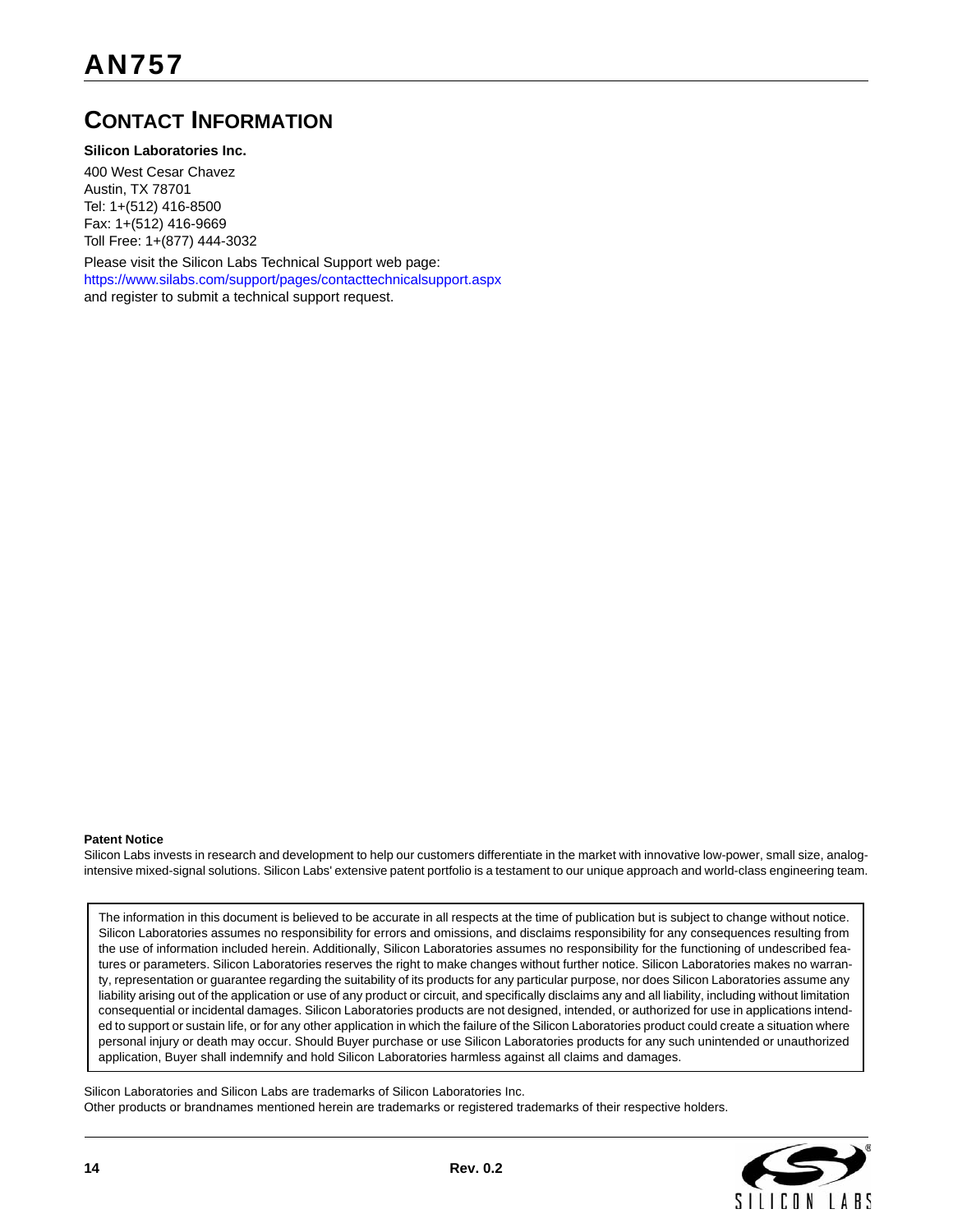## Contact Information

**Silicon Laboratories Inc.**

400 West Cesar Chavez
Austin, TX 78701
Tel: 1+(512) 416-8500
Fax: 1+(512) 416-9669
Toll Free: 1+(877) 444-3032

Please visit the Silicon Labs Technical Support web page:
https://www.silabs.com/support/pages/contacttechnicalsupport.aspx
and register to submit a technical support request.

**Patent Notice**

Silicon Labs invests in research and development to help our customers differentiate in the market with innovative low-power, small size, analog-intensive mixed-signal solutions. Silicon Labs' extensive patent portfolio is a testament to our unique approach and world-class engineering team.

The information in this document is believed to be accurate in all respects at the time of publication but is subject to change without notice. Silicon Laboratories assumes no responsibility for errors and omissions, and disclaims responsibility for any consequences resulting from the use of information included herein. Additionally, Silicon Laboratories assumes no responsibility for the functioning of undescribed features or parameters. Silicon Laboratories reserves the right to make changes without further notice. Silicon Laboratories makes no warranty, representation or guarantee regarding the suitability of its products for any particular purpose, nor does Silicon Laboratories assume any liability arising out of the application or use of any product or circuit, and specifically disclaims any and all liability, including without limitation consequential or incidental damages. Silicon Laboratories products are not designed, intended, or authorized for use in applications intended to support or sustain life, or for any other application in which the failure of the Silicon Laboratories product could create a situation where personal injury or death may occur. Should Buyer purchase or use Silicon Laboratories products for any such unintended or unauthorized application, Buyer shall indemnify and hold Silicon Laboratories harmless against all claims and damages.

Silicon Laboratories and Silicon Labs are trademarks of Silicon Laboratories Inc.
Other products or brandnames mentioned herein are trademarks or registered trademarks of their respective holders.